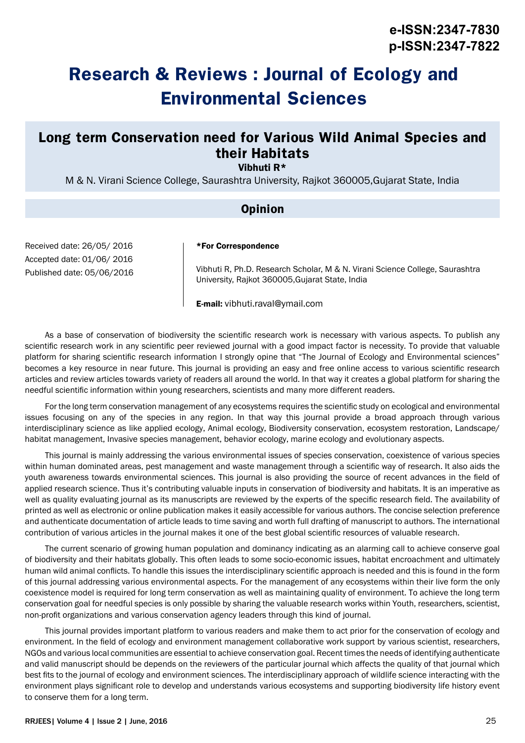e-ISSN:2347-7830
p-ISSN:2347-7822

# Research & Reviews : Journal of Ecology and Environmental Sciences

## Long term Conservation need for Various Wild Animal Species and their Habitats

**Vibhuti R***

M & N. Virani Science College, Saurashtra University, Rajkot 360005,Gujarat State, India

### Opinion

Received date: 26/05/ 2016
Accepted date: 01/06/ 2016
Published date: 05/06/2016

***For Correspondence**

Vibhuti R, Ph.D. Research Scholar, M & N. Virani Science College, Saurashtra University, Rajkot 360005,Gujarat State, India

**E-mail:** vibhuti.raval@ymail.com

As a base of conservation of biodiversity the scientific research work is necessary with various aspects. To publish any scientific research work in any scientific peer reviewed journal with a good impact factor is necessity. To provide that valuable platform for sharing scientific research information I strongly opine that "The Journal of Ecology and Environmental sciences" becomes a key resource in near future. This journal is providing an easy and free online access to various scientific research articles and review articles towards variety of readers all around the world. In that way it creates a global platform for sharing the needful scientific information within young researchers, scientists and many more different readers.

For the long term conservation management of any ecosystems requires the scientific study on ecological and environmental issues focusing on any of the species in any region. In that way this journal provide a broad approach through various interdisciplinary science as like applied ecology, Animal ecology, Biodiversity conservation, ecosystem restoration, Landscape/ habitat management, Invasive species management, behavior ecology, marine ecology and evolutionary aspects.

This journal is mainly addressing the various environmental issues of species conservation, coexistence of various species within human dominated areas, pest management and waste management through a scientific way of research. It also aids the youth awareness towards environmental sciences. This journal is also providing the source of recent advances in the field of applied research science. Thus it's contributing valuable inputs in conservation of biodiversity and habitats. It is an imperative as well as quality evaluating journal as its manuscripts are reviewed by the experts of the specific research field. The availability of printed as well as electronic or online publication makes it easily accessible for various authors. The concise selection preference and authenticate documentation of article leads to time saving and worth full drafting of manuscript to authors. The international contribution of various articles in the journal makes it one of the best global scientific resources of valuable research.

The current scenario of growing human population and dominancy indicating as an alarming call to achieve conserve goal of biodiversity and their habitats globally. This often leads to some socio-economic issues, habitat encroachment and ultimately human wild animal conflicts. To handle this issues the interdisciplinary scientific approach is needed and this is found in the form of this journal addressing various environmental aspects. For the management of any ecosystems within their live form the only coexistence model is required for long term conservation as well as maintaining quality of environment. To achieve the long term conservation goal for needful species is only possible by sharing the valuable research works within Youth, researchers, scientist, non-profit organizations and various conservation agency leaders through this kind of journal.

This journal provides important platform to various readers and make them to act prior for the conservation of ecology and environment. In the field of ecology and environment management collaborative work support by various scientist, researchers, NGOs and various local communities are essential to achieve conservation goal. Recent times the needs of identifying authenticate and valid manuscript should be depends on the reviewers of the particular journal which affects the quality of that journal which best fits to the journal of ecology and environment sciences. The interdisciplinary approach of wildlife science interacting with the environment plays significant role to develop and understands various ecosystems and supporting biodiversity life history event to conserve them for a long term.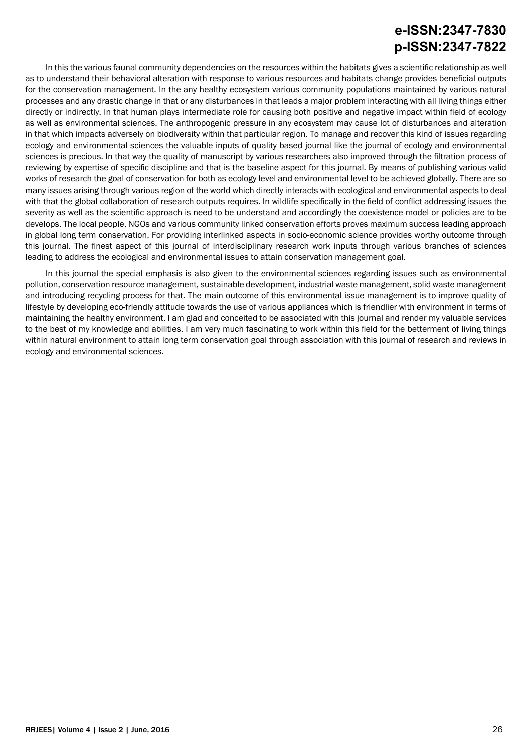In this the various faunal community dependencies on the resources within the habitats gives a scientific relationship as well as to understand their behavioral alteration with response to various resources and habitats change provides beneficial outputs for the conservation management. In the any healthy ecosystem various community populations maintained by various natural processes and any drastic change in that or any disturbances in that leads a major problem interacting with all living things either directly or indirectly. In that human plays intermediate role for causing both positive and negative impact within field of ecology as well as environmental sciences. The anthropogenic pressure in any ecosystem may cause lot of disturbances and alteration in that which impacts adversely on biodiversity within that particular region. To manage and recover this kind of issues regarding ecology and environmental sciences the valuable inputs of quality based journal like the journal of ecology and environmental sciences is precious. In that way the quality of manuscript by various researchers also improved through the filtration process of reviewing by expertise of specific discipline and that is the baseline aspect for this journal. By means of publishing various valid works of research the goal of conservation for both as ecology level and environmental level to be achieved globally. There are so many issues arising through various region of the world which directly interacts with ecological and environmental aspects to deal with that the global collaboration of research outputs requires. In wildlife specifically in the field of conflict addressing issues the severity as well as the scientific approach is need to be understand and accordingly the coexistence model or policies are to be develops. The local people, NGOs and various community linked conservation efforts proves maximum success leading approach in global long term conservation. For providing interlinked aspects in socio-economic science provides worthy outcome through this journal. The finest aspect of this journal of interdisciplinary research work inputs through various branches of sciences leading to address the ecological and environmental issues to attain conservation management goal.

In this journal the special emphasis is also given to the environmental sciences regarding issues such as environmental pollution, conservation resource management, sustainable development, industrial waste management, solid waste management and introducing recycling process for that. The main outcome of this environmental issue management is to improve quality of lifestyle by developing eco-friendly attitude towards the use of various appliances which is friendlier with environment in terms of maintaining the healthy environment. I am glad and conceited to be associated with this journal and render my valuable services to the best of my knowledge and abilities. I am very much fascinating to work within this field for the betterment of living things within natural environment to attain long term conservation goal through association with this journal of research and reviews in ecology and environmental sciences.